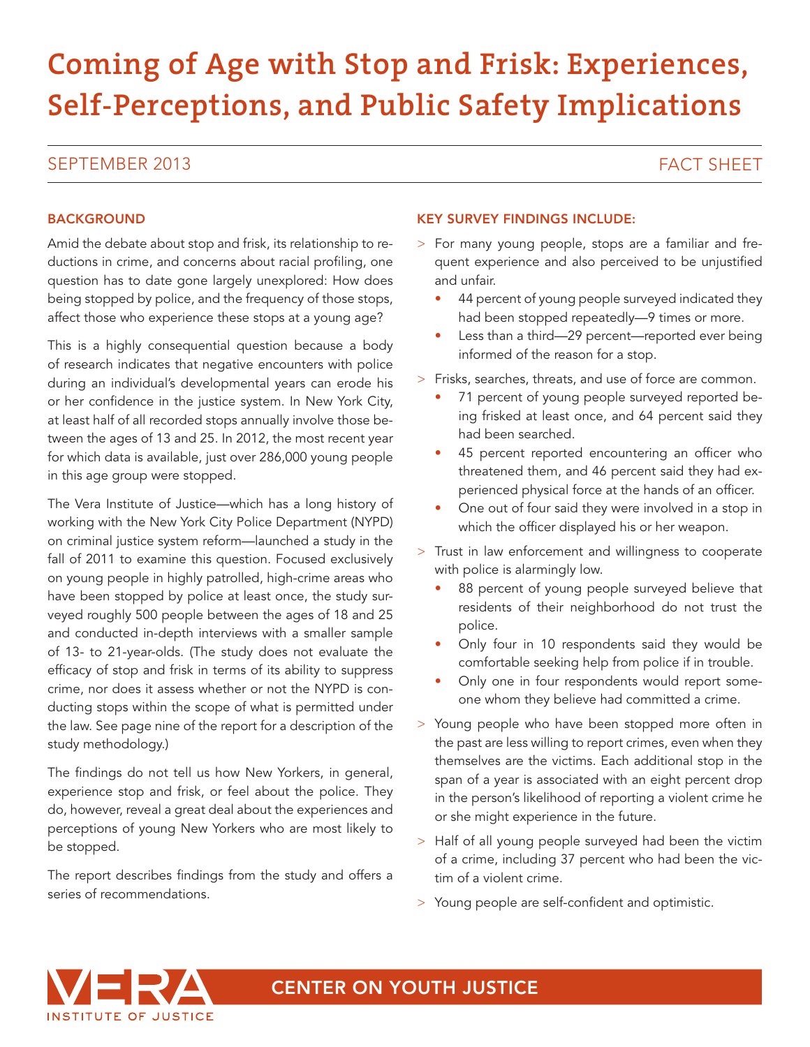# Coming of Age with Stop and Frisk: Experiences, Self-Perceptions, and Public Safety Implications

SEPTEMBER 2013 FACT SHEET

## BACKGROUND

Amid the debate about stop and frisk, its relationship to reductions in crime, and concerns about racial profiling, one question has to date gone largely unexplored: How does being stopped by police, and the frequency of those stops, affect those who experience these stops at a young age?

This is a highly consequential question because a body of research indicates that negative encounters with police during an individual's developmental years can erode his or her confidence in the justice system. In New York City, at least half of all recorded stops annually involve those between the ages of 13 and 25. In 2012, the most recent year for which data is available, just over 286,000 young people in this age group were stopped.

The Vera Institute of Justice—which has a long history of working with the New York City Police Department (NYPD) on criminal justice system reform—launched a study in the fall of 2011 to examine this question. Focused exclusively on young people in highly patrolled, high-crime areas who have been stopped by police at least once, the study surveyed roughly 500 people between the ages of 18 and 25 and conducted in-depth interviews with a smaller sample of 13- to 21-year-olds. (The study does not evaluate the efficacy of stop and frisk in terms of its ability to suppress crime, nor does it assess whether or not the NYPD is conducting stops within the scope of what is permitted under the law. See page nine of the report for a description of the study methodology.)

The findings do not tell us how New Yorkers, in general, experience stop and frisk, or feel about the police. They do, however, reveal a great deal about the experiences and perceptions of young New Yorkers who are most likely to be stopped.

The report describes findings from the study and offers a series of recommendations.

## KEY SURVEY FINDINGS INCLUDE:

> For many young people, stops are a familiar and frequent experience and also perceived to be unjustified and unfair.

- 44 percent of young people surveyed indicated they had been stopped repeatedly—9 times or more.
- Less than a third—29 percent—reported ever being informed of the reason for a stop.

> Frisks, searches, threats, and use of force are common.

- 71 percent of young people surveyed reported being frisked at least once, and 64 percent said they had been searched.
- 45 percent reported encountering an officer who threatened them, and 46 percent said they had experienced physical force at the hands of an officer.
- One out of four said they were involved in a stop in which the officer displayed his or her weapon.

> Trust in law enforcement and willingness to cooperate with police is alarmingly low.

- 88 percent of young people surveyed believe that residents of their neighborhood do not trust the police.
- Only four in 10 respondents said they would be comfortable seeking help from police if in trouble.
- Only one in four respondents would report someone whom they believe had committed a crime.

> Young people who have been stopped more often in the past are less willing to report crimes, even when they themselves are the victims. Each additional stop in the span of a year is associated with an eight percent drop in the person's likelihood of reporting a violent crime he or she might experience in the future.

> Half of all young people surveyed had been the victim of a crime, including 37 percent who had been the victim of a violent crime.

> Young people are self-confident and optimistic.

VERA INSTITUTE OF JUSTICE — CENTER ON YOUTH JUSTICE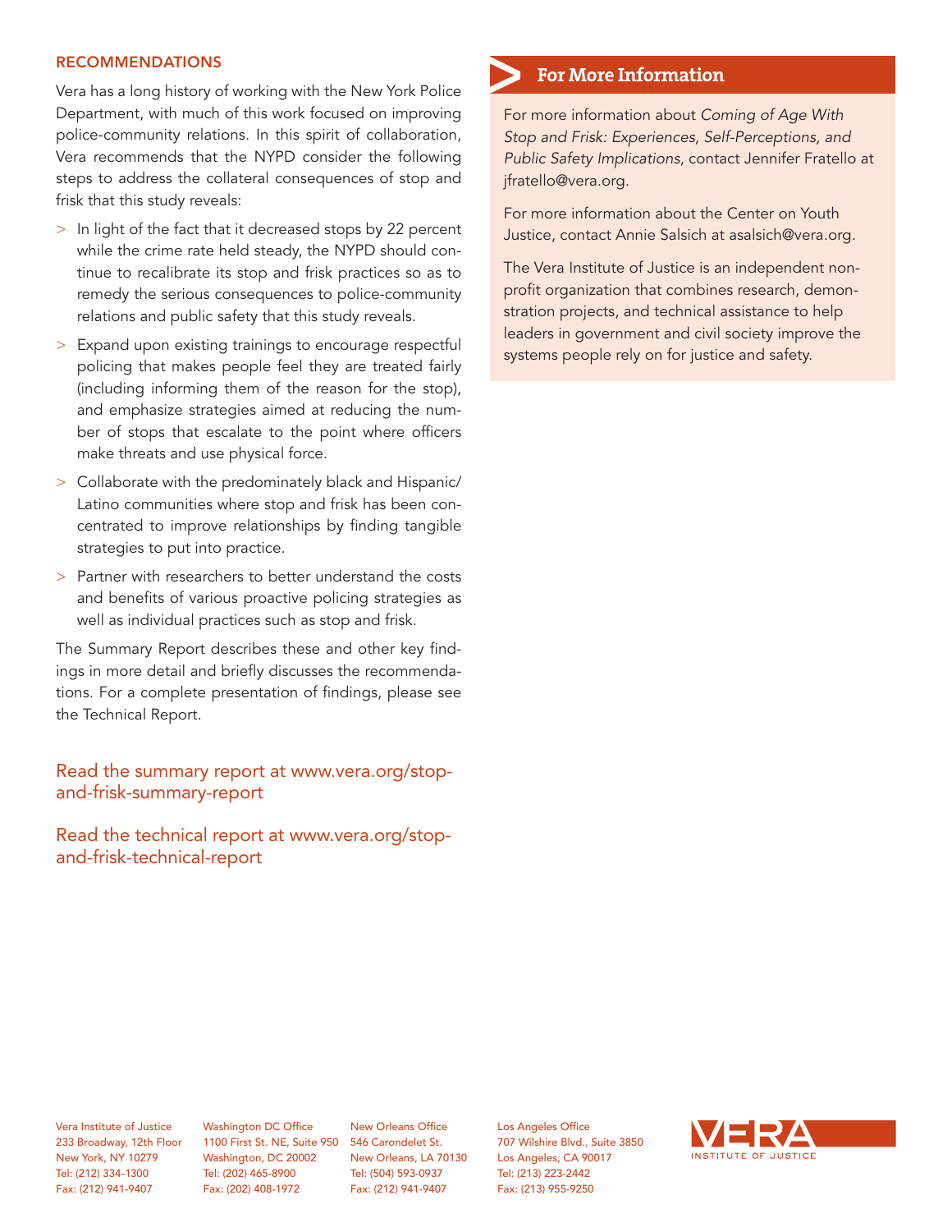## RECOMMENDATIONS

Vera has a long history of working with the New York Police Department, with much of this work focused on improving police-community relations. In this spirit of collaboration, Vera recommends that the NYPD consider the following steps to address the collateral consequences of stop and frisk that this study reveals:

- In light of the fact that it decreased stops by 22 percent while the crime rate held steady, the NYPD should continue to recalibrate its stop and frisk practices so as to remedy the serious consequences to police-community relations and public safety that this study reveals.
- Expand upon existing trainings to encourage respectful policing that makes people feel they are treated fairly (including informing them of the reason for the stop), and emphasize strategies aimed at reducing the number of stops that escalate to the point where officers make threats and use physical force.
- Collaborate with the predominately black and Hispanic/Latino communities where stop and frisk has been concentrated to improve relationships by finding tangible strategies to put into practice.
- Partner with researchers to better understand the costs and benefits of various proactive policing strategies as well as individual practices such as stop and frisk.

The Summary Report describes these and other key findings in more detail and briefly discusses the recommendations. For a complete presentation of findings, please see the Technical Report.

Read the summary report at www.vera.org/stop-and-frisk-summary-report

Read the technical report at www.vera.org/stop-and-frisk-technical-report

## For More Information

For more information about *Coming of Age With Stop and Frisk: Experiences, Self-Perceptions, and Public Safety Implications*, contact Jennifer Fratello at jfratello@vera.org.

For more information about the Center on Youth Justice, contact Annie Salsich at asalsich@vera.org.

The Vera Institute of Justice is an independent nonprofit organization that combines research, demonstration projects, and technical assistance to help leaders in government and civil society improve the systems people rely on for justice and safety.

Vera Institute of Justice
233 Broadway, 12th Floor
New York, NY 10279
Tel: (212) 334-1300
Fax: (212) 941-9407

Washington DC Office
1100 First St. NE, Suite 950
Washington, DC 20002
Tel: (202) 465-8900
Fax: (202) 408-1972

New Orleans Office
546 Carondelet St.
New Orleans, LA 70130
Tel: (504) 593-0937
Fax: (212) 941-9407

Los Angeles Office
707 Wilshire Blvd., Suite 3850
Los Angeles, CA 90017
Tel: (213) 223-2442
Fax: (213) 955-9250

VERA INSTITUTE OF JUSTICE